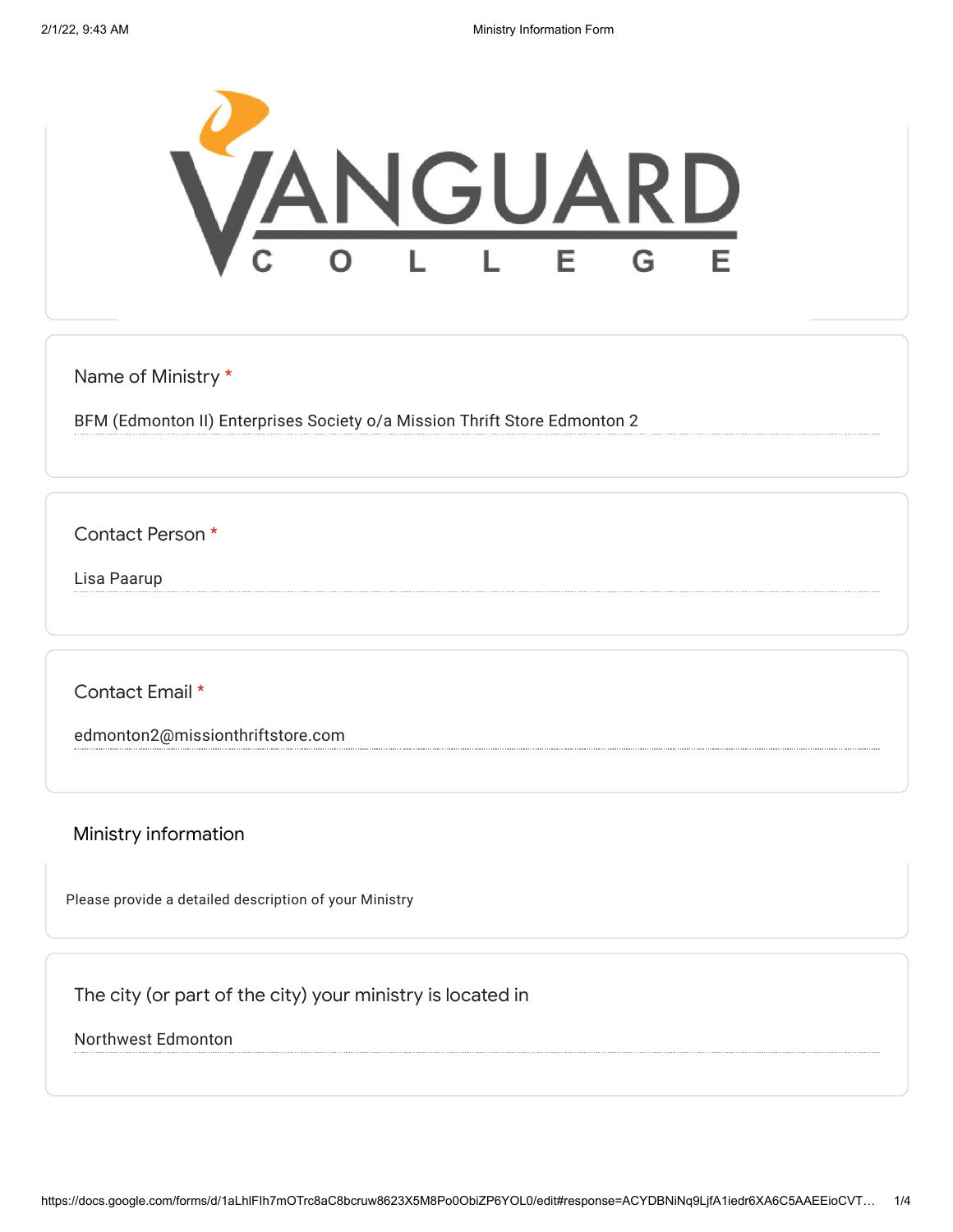# VANGUARD COLLEGE

**Name of Ministry** *

BFM (Edmonton II) Enterprises Society o/a Mission Thrift Store Edmonton 2

**Contact Person** *

Lisa Paarup

**Contact Email** *

edmonton2@missionthriftstore.com

## Ministry information

Please provide a detailed description of your Ministry

**The city (or part of the city) your ministry is located in**

Northwest Edmonton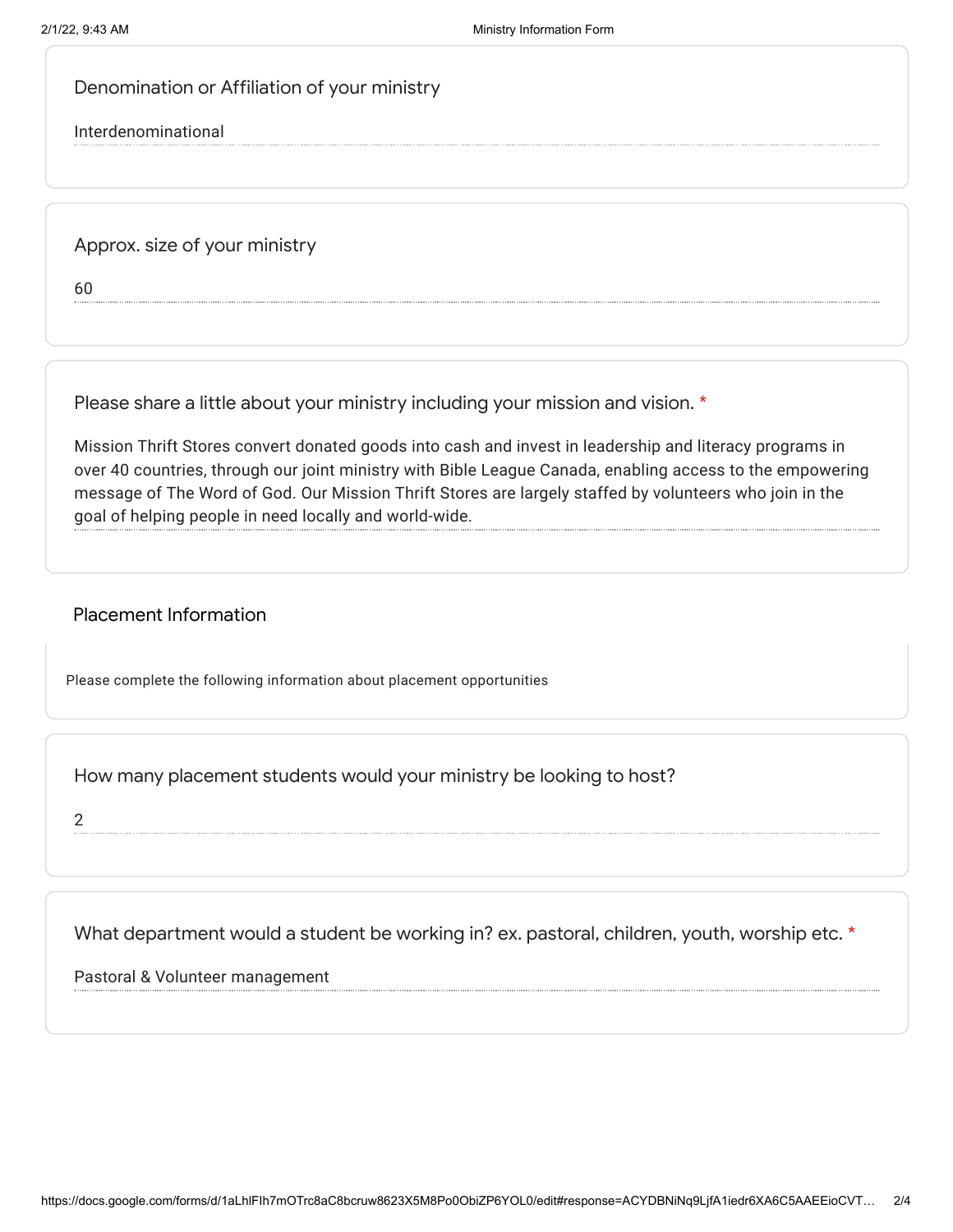Denomination or Affiliation of your ministry

Interdenominational

Approx. size of your ministry

60

Please share a little about your ministry including your mission and vision. *

Mission Thrift Stores convert donated goods into cash and invest in leadership and literacy programs in over 40 countries, through our joint ministry with Bible League Canada, enabling access to the empowering message of The Word of God. Our Mission Thrift Stores are largely staffed by volunteers who join in the goal of helping people in need locally and world-wide.

## Placement Information

Please complete the following information about placement opportunities

How many placement students would your ministry be looking to host?

2

What department would a student be working in? ex. pastoral, children, youth, worship etc. *

Pastoral & Volunteer management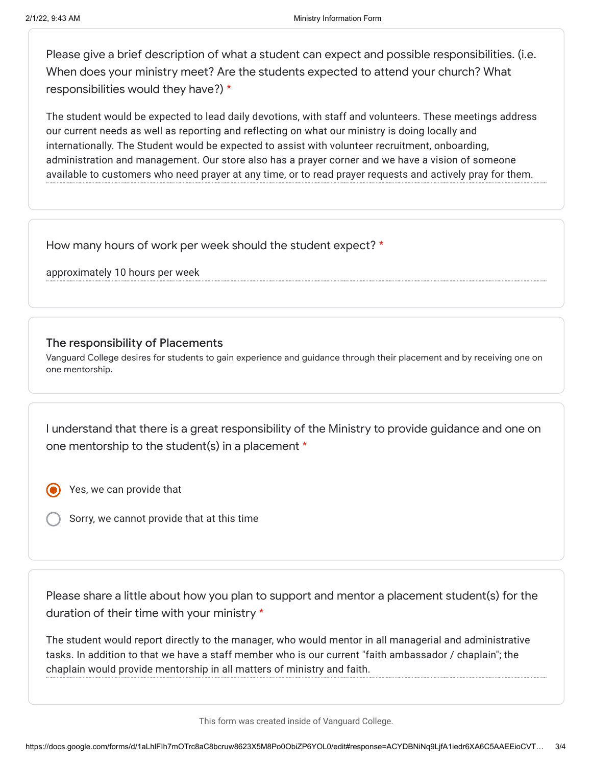Please give a brief description of what a student can expect and possible responsibilities. (i.e. When does your ministry meet? Are the students expected to attend your church? What responsibilities would they have?) *

The student would be expected to lead daily devotions, with staff and volunteers. These meetings address our current needs as well as reporting and reflecting on what our ministry is doing locally and internationally. The Student would be expected to assist with volunteer recruitment, onboarding, administration and management. Our store also has a prayer corner and we have a vision of someone available to customers who need prayer at any time, or to read prayer requests and actively pray for them.

How many hours of work per week should the student expect? *

approximately 10 hours per week

## The responsibility of Placements

Vanguard College desires for students to gain experience and guidance through their placement and by receiving one on one mentorship.

I understand that there is a great responsibility of the Ministry to provide guidance and one on one mentorship to the student(s) in a placement *

- [x] Yes, we can provide that
- [ ] Sorry, we cannot provide that at this time

Please share a little about how you plan to support and mentor a placement student(s) for the duration of their time with your ministry *

The student would report directly to the manager, who would mentor in all managerial and administrative tasks. In addition to that we have a staff member who is our current "faith ambassador / chaplain"; the chaplain would provide mentorship in all matters of ministry and faith.

This form was created inside of Vanguard College.